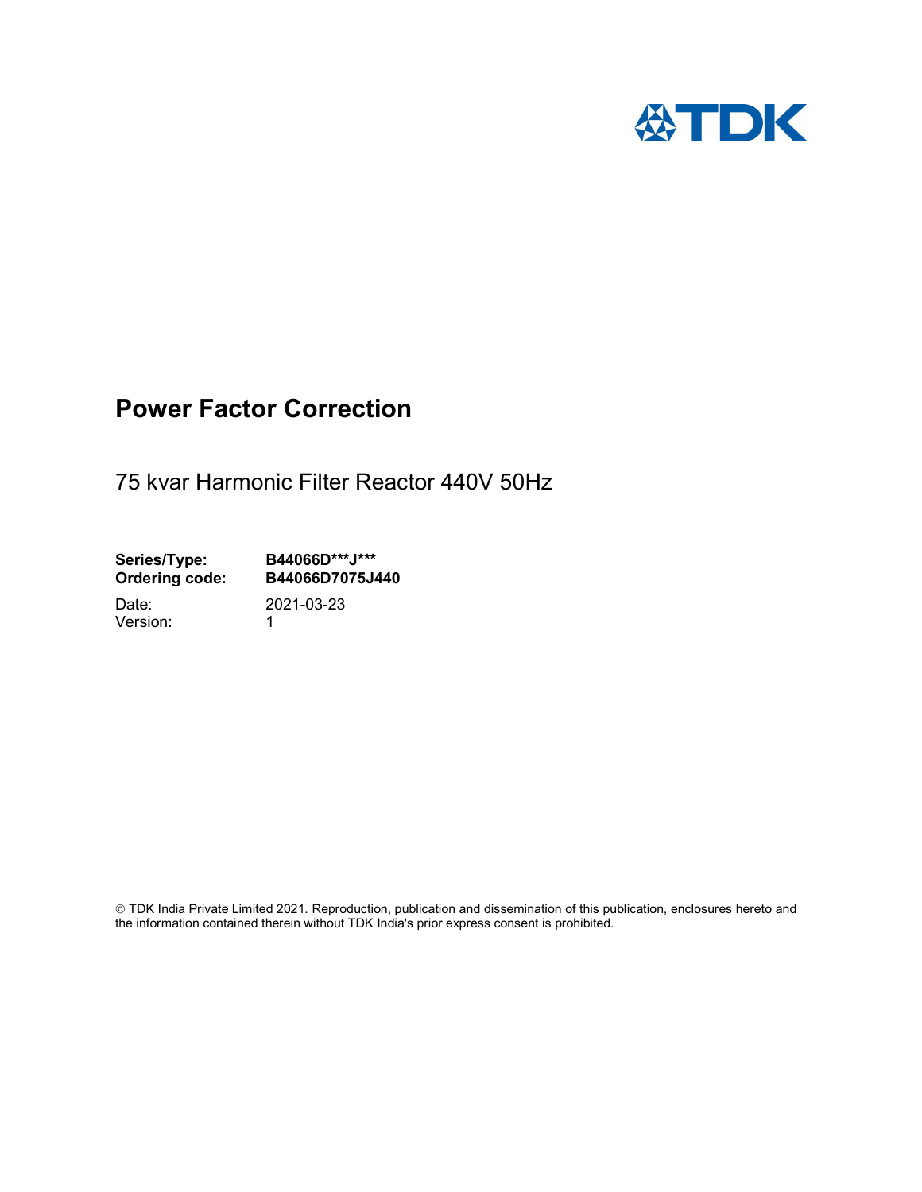# Power Factor Correction

75 kvar Harmonic Filter Reactor 440V 50Hz

**Series/Type:** **B44066D***J*****
**Ordering code:** **B44066D7075J440**

Date: 2021-03-23
Version: 1

© TDK India Private Limited 2021. Reproduction, publication and dissemination of this publication, enclosures hereto and the information contained therein without TDK India's prior express consent is prohibited.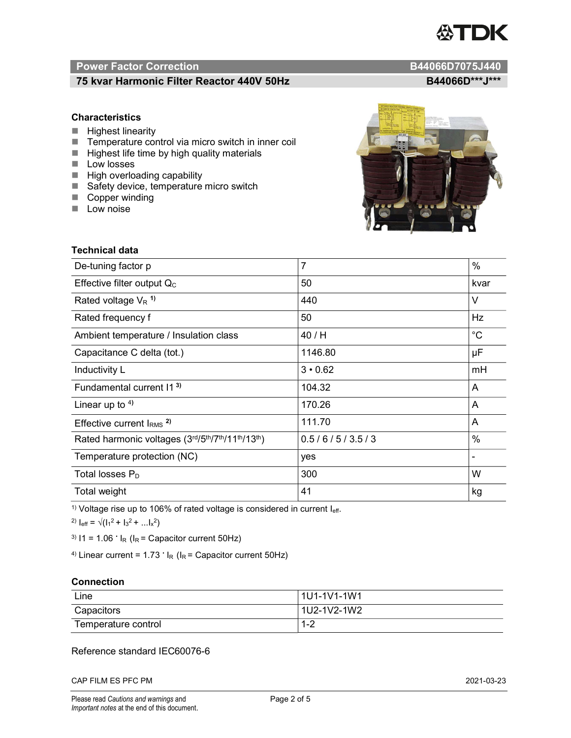**Power Factor Correction** **B44066D7075J440**

**75 kvar Harmonic Filter Reactor 440V 50Hz** **B44066D\*\*\*J\*\*\***

### Characteristics

- Highest linearity
- Temperature control via micro switch in inner coil
- Highest life time by high quality materials
- Low losses
- High overloading capability
- Safety device, temperature micro switch
- Copper winding
- Low noise

### Technical data

| | | |
|---|---|---|
| De-tuning factor p | 7 | % |
| Effective filter output $Q_C$ | 50 | kvar |
| Rated voltage $V_R$ [1)] | 440 | V |
| Rated frequency f | 50 | Hz |
| Ambient temperature / Insulation class | 40 / H | °C |
| Capacitance C delta (tot.) | 1146.80 | µF |
| Inductivity L | 3 • 0.62 | mH |
| Fundamental current I1 [3)] | 104.32 | A |
| Linear up to [4)] | 170.26 | A |
| Effective current $I_{RMS}$ [2)] | 111.70 | A |
| Rated harmonic voltages ($3^{rd}/5^{th}/7^{th}/11^{th}/13^{th}$) | 0.5 / 6 / 5 / 3.5 / 3 | % |
| Temperature protection (NC) | yes | - |
| Total losses $P_D$ | 300 | W |
| Total weight | 41 | kg |

[1)] Voltage rise up to 106% of rated voltage is considered in current $I_{eff}$.

[2)] $I_{eff} = \sqrt{(I_1^2 + I_3^2 + ...I_x^2)}$

[3)] $I1 = 1.06 \cdot I_R$ ($I_R$ = Capacitor current 50Hz)

[4)] Linear current = $1.73 \cdot I_R$ ($I_R$ = Capacitor current 50Hz)

### Connection

| | |
|---|---|
| Line | 1U1-1V1-1W1 |
| Capacitors | 1U2-1V2-1W2 |
| Temperature control | 1-2 |

Reference standard IEC60076-6

CAP FILM ES PFC PM 2021-03-23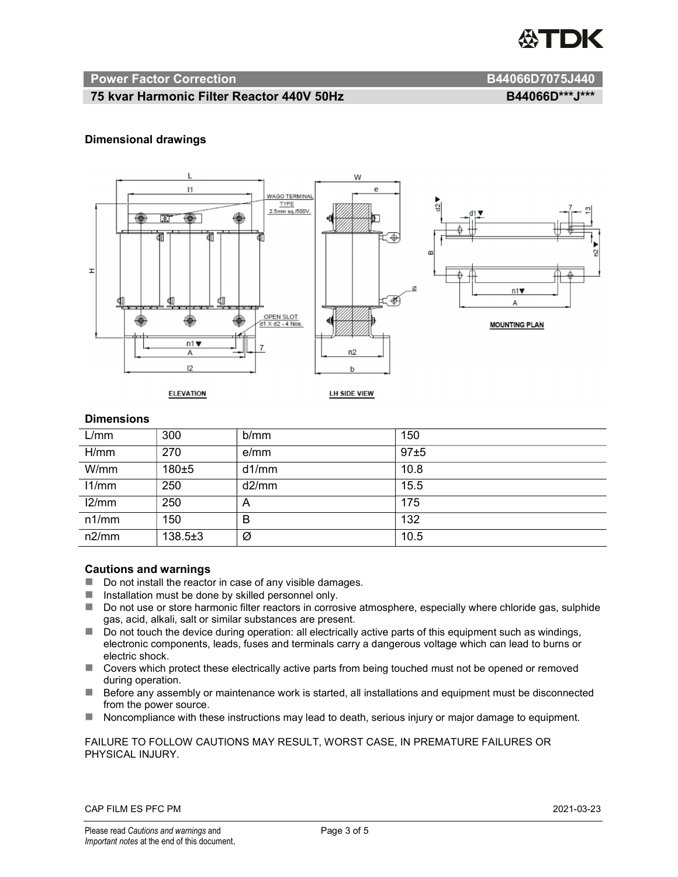**Power Factor Correction** **B44066D7075J440**

**75 kvar Harmonic Filter Reactor 440V 50Hz** **B44066D\*\*\*J\*\*\***

### Dimensional drawings

### Dimensions

| L/mm | 300 | b/mm | 150 |
|---|---|---|---|
| H/mm | 270 | e/mm | 97±5 |
| W/mm | 180±5 | d1/mm | 10.8 |
| l1/mm | 250 | d2/mm | 15.5 |
| l2/mm | 250 | A | 175 |
| n1/mm | 150 | B | 132 |
| n2/mm | 138.5±3 | Ø | 10.5 |

### Cautions and warnings

- Do not install the reactor in case of any visible damages.
- Installation must be done by skilled personnel only.
- Do not use or store harmonic filter reactors in corrosive atmosphere, especially where chloride gas, sulphide gas, acid, alkali, salt or similar substances are present.
- Do not touch the device during operation: all electrically active parts of this equipment such as windings, electronic components, leads, fuses and terminals carry a dangerous voltage which can lead to burns or electric shock.
- Covers which protect these electrically active parts from being touched must not be opened or removed during operation.
- Before any assembly or maintenance work is started, all installations and equipment must be disconnected from the power source.
- Noncompliance with these instructions may lead to death, serious injury or major damage to equipment.

FAILURE TO FOLLOW CAUTIONS MAY RESULT, WORST CASE, IN PREMATURE FAILURES OR PHYSICAL INJURY.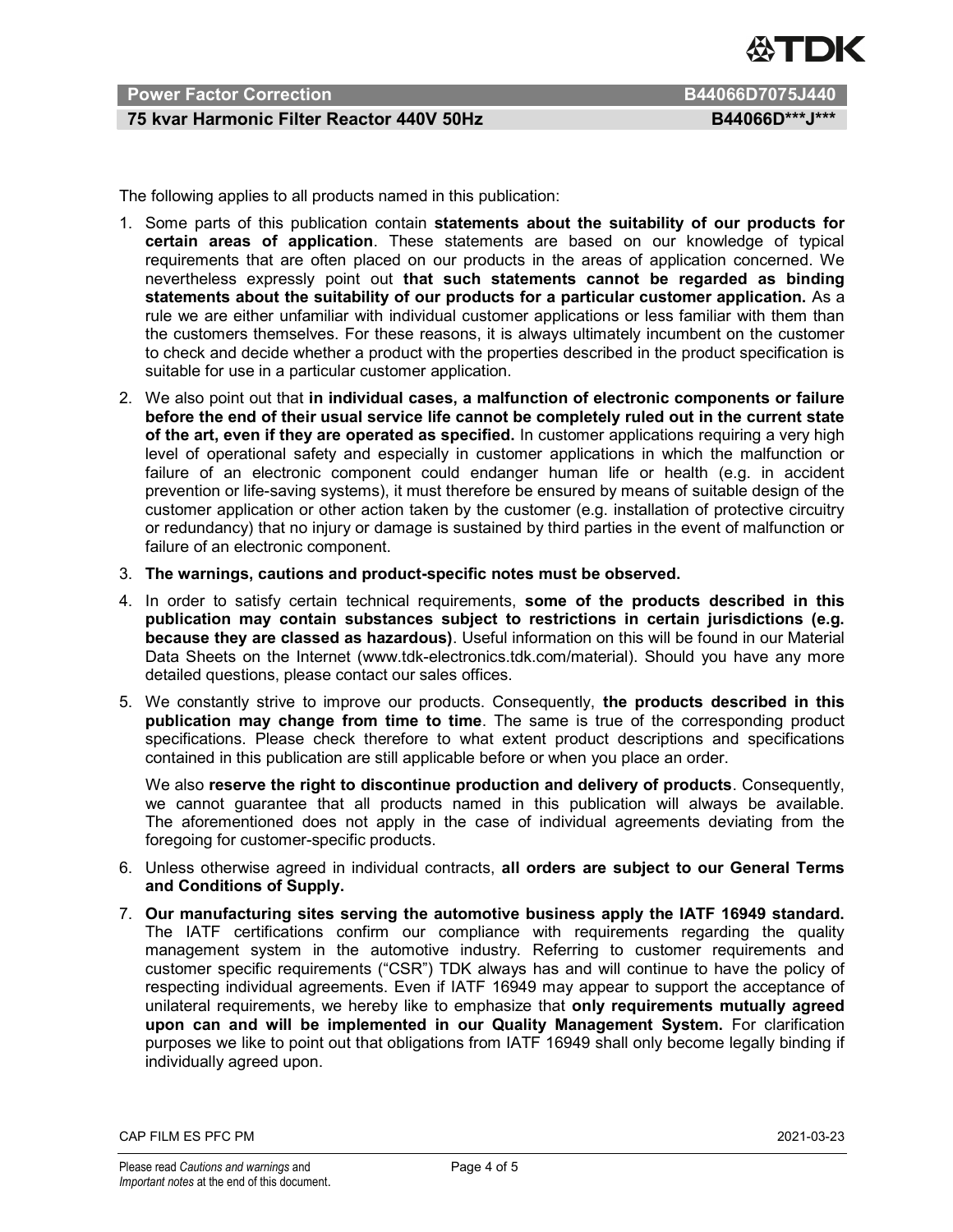The following applies to all products named in this publication:

1. Some parts of this publication contain **statements about the suitability of our products for certain areas of application**. These statements are based on our knowledge of typical requirements that are often placed on our products in the areas of application concerned. We nevertheless expressly point out **that such statements cannot be regarded as binding statements about the suitability of our products for a particular customer application.** As a rule we are either unfamiliar with individual customer applications or less familiar with them than the customers themselves. For these reasons, it is always ultimately incumbent on the customer to check and decide whether a product with the properties described in the product specification is suitable for use in a particular customer application.
2. We also point out that **in individual cases, a malfunction of electronic components or failure before the end of their usual service life cannot be completely ruled out in the current state of the art, even if they are operated as specified.** In customer applications requiring a very high level of operational safety and especially in customer applications in which the malfunction or failure of an electronic component could endanger human life or health (e.g. in accident prevention or life-saving systems), it must therefore be ensured by means of suitable design of the customer application or other action taken by the customer (e.g. installation of protective circuitry or redundancy) that no injury or damage is sustained by third parties in the event of malfunction or failure of an electronic component.
3. **The warnings, cautions and product-specific notes must be observed.**
4. In order to satisfy certain technical requirements, **some of the products described in this publication may contain substances subject to restrictions in certain jurisdictions (e.g. because they are classed as hazardous)**. Useful information on this will be found in our Material Data Sheets on the Internet (www.tdk-electronics.tdk.com/material). Should you have any more detailed questions, please contact our sales offices.
5. We constantly strive to improve our products. Consequently, **the products described in this publication may change from time to time**. The same is true of the corresponding product specifications. Please check therefore to what extent product descriptions and specifications contained in this publication are still applicable before or when you place an order.

   We also **reserve the right to discontinue production and delivery of products**. Consequently, we cannot guarantee that all products named in this publication will always be available. The aforementioned does not apply in the case of individual agreements deviating from the foregoing for customer-specific products.
6. Unless otherwise agreed in individual contracts, **all orders are subject to our General Terms and Conditions of Supply.**
7. **Our manufacturing sites serving the automotive business apply the IATF 16949 standard.** The IATF certifications confirm our compliance with requirements regarding the quality management system in the automotive industry. Referring to customer requirements and customer specific requirements ("CSR") TDK always has and will continue to have the policy of respecting individual agreements. Even if IATF 16949 may appear to support the acceptance of unilateral requirements, we hereby like to emphasize that **only requirements mutually agreed upon can and will be implemented in our Quality Management System.** For clarification purposes we like to point out that obligations from IATF 16949 shall only become legally binding if individually agreed upon.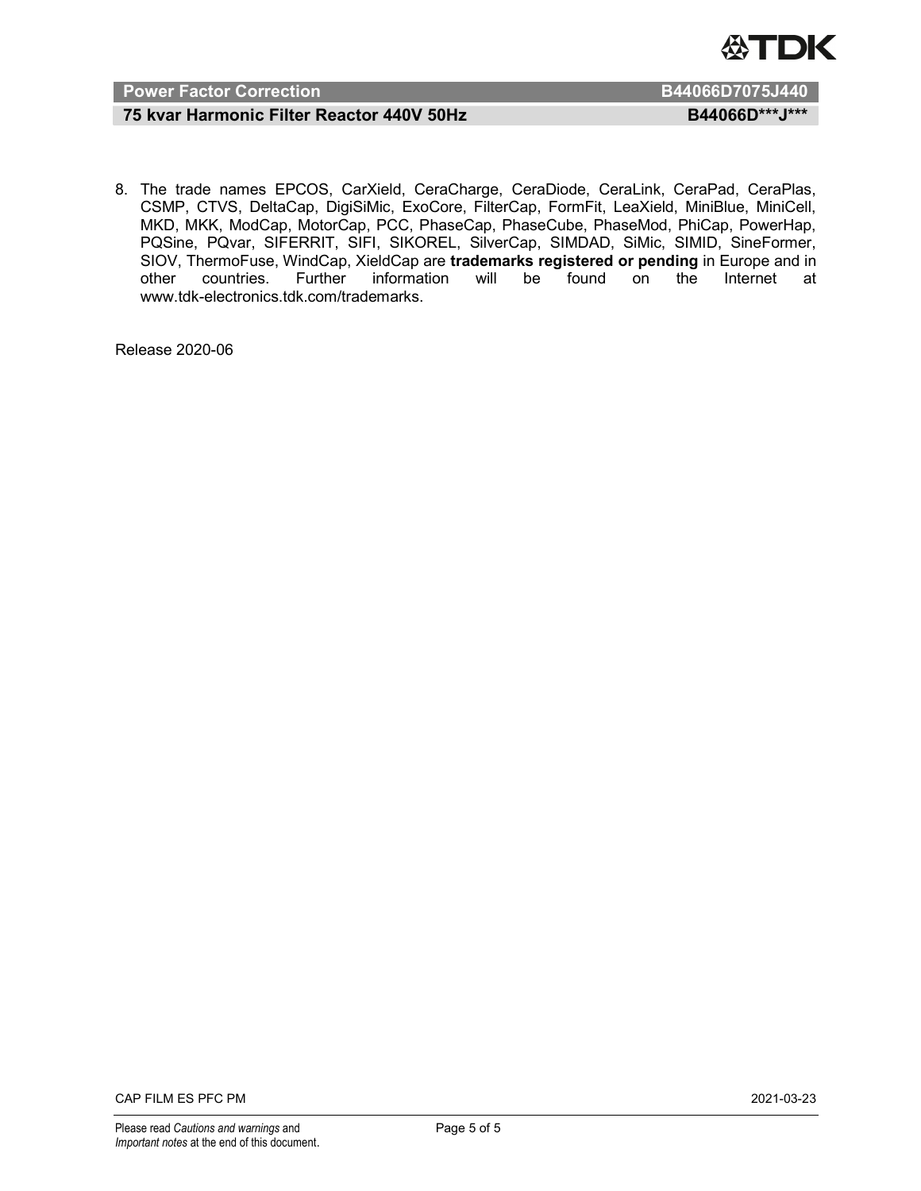8. The trade names EPCOS, CarXield, CeraCharge, CeraDiode, CeraLink, CeraPad, CeraPlas, CSMP, CTVS, DeltaCap, DigiSiMic, ExoCore, FilterCap, FormFit, LeaXield, MiniBlue, MiniCell, MKD, MKK, ModCap, MotorCap, PCC, PhaseCap, PhaseCube, PhaseMod, PhiCap, PowerHap, PQSine, PQvar, SIFERRIT, SIFI, SIKOREL, SilverCap, SIMDAD, SiMic, SIMID, SineFormer, SIOV, ThermoFuse, WindCap, XieldCap are **trademarks registered or pending** in Europe and in other countries. Further information will be found on the Internet at www.tdk-electronics.tdk.com/trademarks.

Release 2020-06